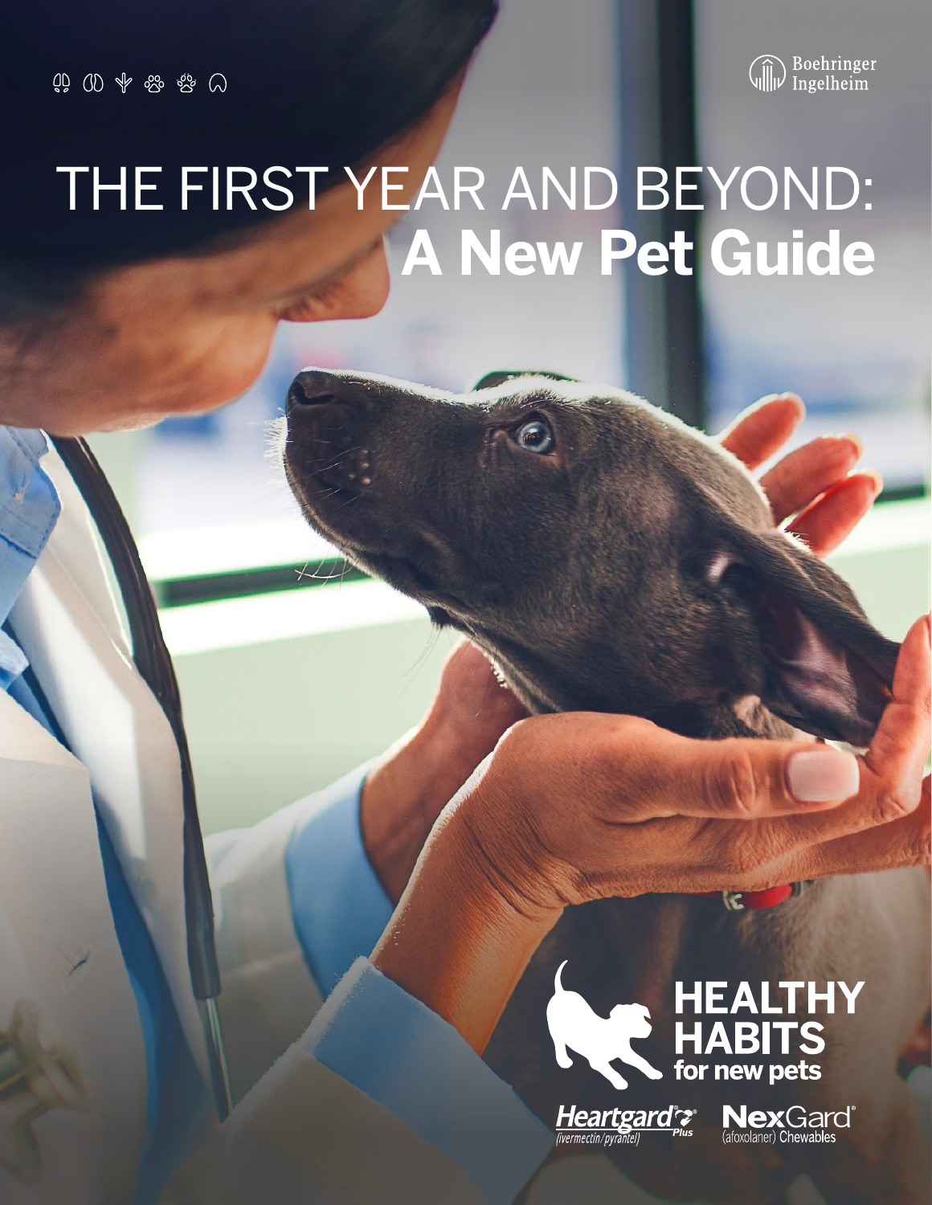Boehringer Ingelheim

# THE FIRST YEAR AND BEYOND: **A New Pet Guide**

**HEALTHY HABITS**
**for new pets**

Heartgard® Plus (ivermectin/pyrantel)

NexGard® (afoxolaner) Chewables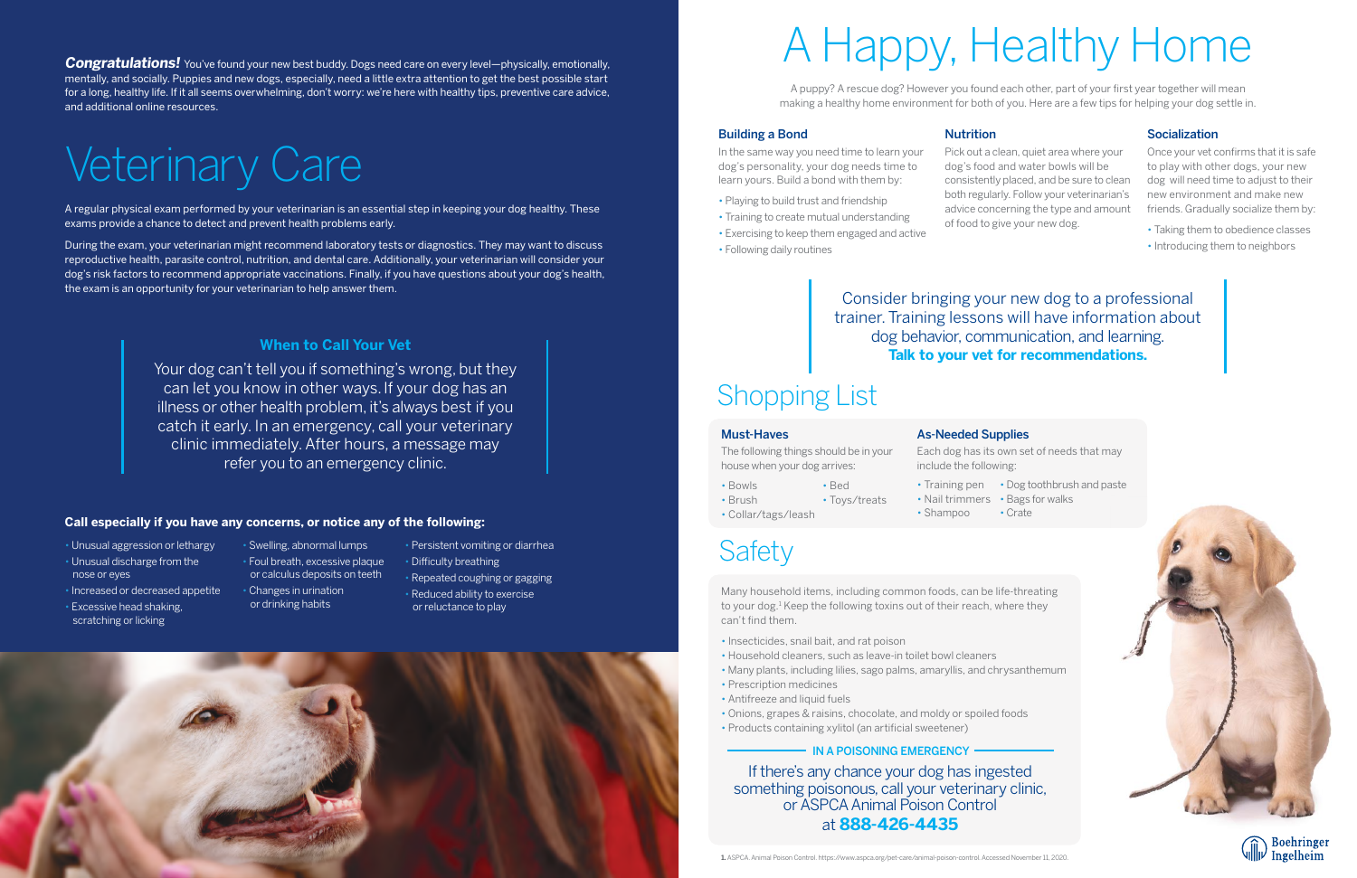***Congratulations!*** You've found your new best buddy. Dogs need care on every level—physically, emotionally, mentally, and socially. Puppies and new dogs, especially, need a little extra attention to get the best possible start for a long, healthy life. If it all seems overwhelming, don't worry: we're here with healthy tips, preventive care advice, and additional online resources.

# Veterinary Care

A regular physical exam performed by your veterinarian is an essential step in keeping your dog healthy. These exams provide a chance to detect and prevent health problems early.

During the exam, your veterinarian might recommend laboratory tests or diagnostics. They may want to discuss reproductive health, parasite control, nutrition, and dental care. Additionally, your veterinarian will consider your dog's risk factors to recommend appropriate vaccinations. Finally, if you have questions about your dog's health, the exam is an opportunity for your veterinarian to help answer them.

### When to Call Your Vet

Your dog can't tell you if something's wrong, but they can let you know in other ways. If your dog has an illness or other health problem, it's always best if you catch it early. In an emergency, call your veterinary clinic immediately. After hours, a message may refer you to an emergency clinic.

**Call especially if you have any concerns, or notice any of the following:**

- Unusual aggression or lethargy
- Unusual discharge from the nose or eyes
- Increased or decreased appetite
- Excessive head shaking, scratching or licking
- Swelling, abnormal lumps
- Foul breath, excessive plaque or calculus deposits on teeth
- Changes in urination or drinking habits
- Persistent vomiting or diarrhea
- Difficulty breathing
- Repeated coughing or gagging
- Reduced ability to exercise or reluctance to play

# A Happy, Healthy Home

A puppy? A rescue dog? However you found each other, part of your first year together will mean making a healthy home environment for both of you. Here are a few tips for helping your dog settle in.

### Building a Bond

In the same way you need time to learn your dog's personality, your dog needs time to learn yours. Build a bond with them by:

- Playing to build trust and friendship
- Training to create mutual understanding
- Exercising to keep them engaged and active
- Following daily routines

### Nutrition

Pick out a clean, quiet area where your dog's food and water bowls will be consistently placed, and be sure to clean both regularly. Follow your veterinarian's advice concerning the type and amount of food to give your new dog.

### Socialization

Once your vet confirms that it is safe to play with other dogs, your new dog will need time to adjust to their new environment and make new friends. Gradually socialize them by:

- Taking them to obedience classes
- Introducing them to neighbors

Consider bringing your new dog to a professional trainer. Training lessons will have information about dog behavior, communication, and learning. **Talk to your vet for recommendations.**

# Shopping List

### Must-Haves

The following things should be in your house when your dog arrives:

- Bowls
- Brush
- Collar/tags/leash
- Bed
- Toys/treats

### As-Needed Supplies

Each dog has its own set of needs that may include the following:

- Training pen
- Nail trimmers
- Shampoo
- Dog toothbrush and paste
- Bags for walks
- Crate

# Safety

Many household items, including common foods, can be life-threating to your dog.[1] Keep the following toxins out of their reach, where they can't find them.

- Insecticides, snail bait, and rat poison
- Household cleaners, such as leave-in toilet bowl cleaners
- Many plants, including lilies, sago palms, amaryllis, and chrysanthemum
- Prescription medicines
- Antifreeze and liquid fuels
- Onions, grapes & raisins, chocolate, and moldy or spoiled foods
- Products containing xylitol (an artificial sweetener)

**IN A POISONING EMERGENCY**

If there's any chance your dog has ingested something poisonous, call your veterinary clinic, or ASPCA Animal Poison Control at **888-426-4435**

**1.** ASPCA. Animal Poison Control. https://www.aspca.org/pet-care/animal-poison-control. Accessed November 11, 2020.

Boehringer Ingelheim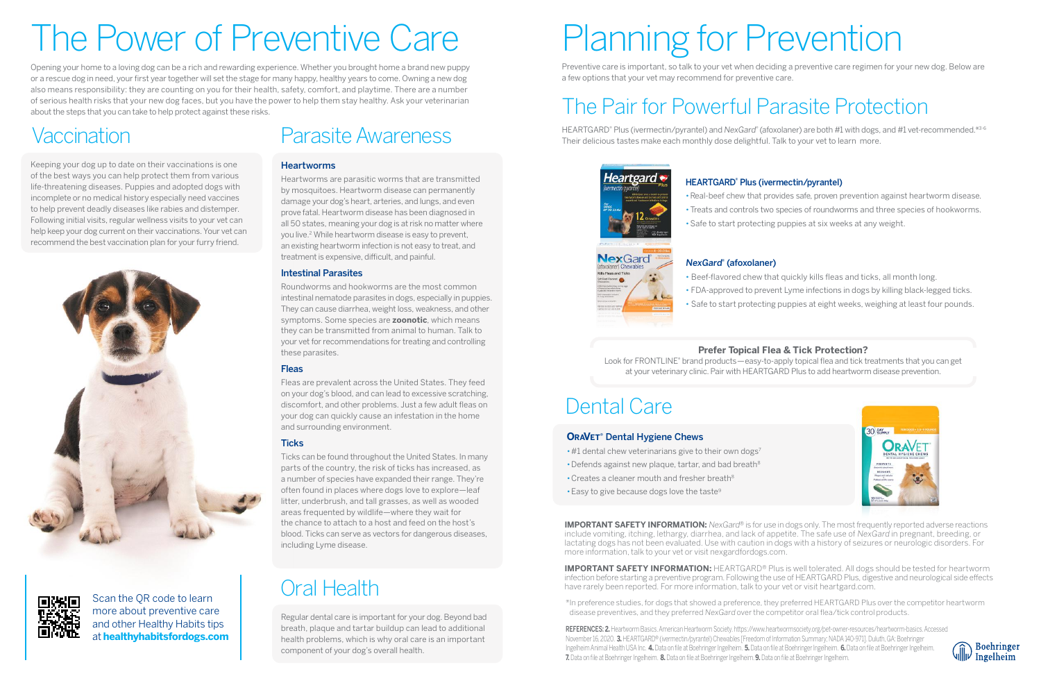# The Power of Preventive Care

Opening your home to a loving dog can be a rich and rewarding experience. Whether you brought home a brand new puppy or a rescue dog in need, your first year together will set the stage for many happy, healthy years to come. Owning a new dog also means responsibility: they are counting on you for their health, safety, comfort, and playtime. There are a number of serious health risks that your new dog faces, but you have the power to help them stay healthy. Ask your veterinarian about the steps that you can take to help protect against these risks.

## Vaccination

Keeping your dog up to date on their vaccinations is one of the best ways you can help protect them from various life-threatening diseases. Puppies and adopted dogs with incomplete or no medical history especially need vaccines to help prevent deadly diseases like rabies and distemper. Following initial visits, regular wellness visits to your vet can help keep your dog current on their vaccinations. Your vet can recommend the best vaccination plan for your furry friend.

Scan the QR code to learn more about preventive care and other Healthy Habits tips at **healthyhabitsfordogs.com**

## Parasite Awareness

### Heartworms

Heartworms are parasitic worms that are transmitted by mosquitoes. Heartworm disease can permanently damage your dog's heart, arteries, and lungs, and even prove fatal. Heartworm disease has been diagnosed in all 50 states, meaning your dog is at risk no matter where you live.[2] While heartworm disease is easy to prevent, an existing heartworm infection is not easy to treat, and treatment is expensive, difficult, and painful.

### Intestinal Parasites

Roundworms and hookworms are the most common intestinal nematode parasites in dogs, especially in puppies. They can cause diarrhea, weight loss, weakness, and other symptoms. Some species are **zoonotic**, which means they can be transmitted from animal to human. Talk to your vet for recommendations for treating and controlling these parasites.

### Fleas

Fleas are prevalent across the United States. They feed on your dog's blood, and can lead to excessive scratching, discomfort, and other problems. Just a few adult fleas on your dog can quickly cause an infestation in the home and surrounding environment.

### Ticks

Ticks can be found throughout the United States. In many parts of the country, the risk of ticks has increased, as a number of species have expanded their range. They're often found in places where dogs love to explore—leaf litter, underbrush, and tall grasses, as well as wooded areas frequented by wildlife—where they wait for the chance to attach to a host and feed on the host's blood. Ticks can serve as vectors for dangerous diseases, including Lyme disease.

## Oral Health

Regular dental care is important for your dog. Beyond bad breath, plaque and tartar buildup can lead to additional health problems, which is why oral care is an important component of your dog's overall health.

# Planning for Prevention

Preventive care is important, so talk to your vet when deciding a preventive care regimen for your new dog. Below are a few options that your vet may recommend for preventive care.

## The Pair for Powerful Parasite Protection

HEARTGARD® Plus (ivermectin/pyrantel) and *NexGard*® (afoxolaner) are both #1 with dogs, and #1 vet-recommended.*[3-6] Their delicious tastes make each monthly dose delightful. Talk to your vet to learn more.

### HEARTGARD® Plus (ivermectin/pyrantel)

- Real-beef chew that provides safe, proven prevention against heartworm disease.
- Treats and controls two species of roundworms and three species of hookworms.
- Safe to start protecting puppies at six weeks at any weight.

### *NexGard*® (afoxolaner)

- Beef-flavored chew that quickly kills fleas and ticks, all month long.
- FDA-approved to prevent Lyme infections in dogs by killing black-legged ticks.
- Safe to start protecting puppies at eight weeks, weighing at least four pounds.

**Prefer Topical Flea & Tick Protection?**

Look for FRONTLINE® brand products—easy-to-apply topical flea and tick treatments that you can get at your veterinary clinic. Pair with HEARTGARD Plus to add heartworm disease prevention.

## Dental Care

### ORAVET® Dental Hygiene Chews

- #1 dental chew veterinarians give to their own dogs[7]
- Defends against new plaque, tartar, and bad breath[8]
- Creates a cleaner mouth and fresher breath[8]
- Easy to give because dogs love the taste[9]

**IMPORTANT SAFETY INFORMATION:** *NexGard*® is for use in dogs only. The most frequently reported adverse reactions include vomiting, itching, lethargy, diarrhea, and lack of appetite. The safe use of *NexGard* in pregnant, breeding, or lactating dogs has not been evaluated. Use with caution in dogs with a history of seizures or neurologic disorders. For more information, talk to your vet or visit nexgardfordogs.com.

**IMPORTANT SAFETY INFORMATION:** HEARTGARD® Plus is well tolerated. All dogs should be tested for heartworm infection before starting a preventive program. Following the use of HEARTGARD Plus, digestive and neurological side effects have rarely been reported. For more information, talk to your vet or visit heartgard.com.

*In preference studies, for dogs that showed a preference, they preferred HEARTGARD Plus over the competitor heartworm disease preventives, and they preferred *NexGard* over the competitor oral flea/tick control products.

**REFERENCES: 2.** Heartworm Basics. American Heartworm Society. https://www.heartwormsociety.org/pet-owner-resources/heartworm-basics. Accessed November 16, 2020. **3.** HEARTGARD® (ivermectin/pyrantel) Chewables [Freedom of Information Summary; NADA 140-971]. Duluth, GA: Boehringer Ingelheim Animal Health USA Inc. **4.** Data on file at Boehringer Ingelheim. **5.** Data on file at Boehringer Ingelheim. **6.** Data on file at Boehringer Ingelheim. **7.** Data on file at Boehringer Ingelheim. **8.** Data on file at Boehringer Ingelheim. **9.** Data on file at Boehringer Ingelheim.

Boehringer Ingelheim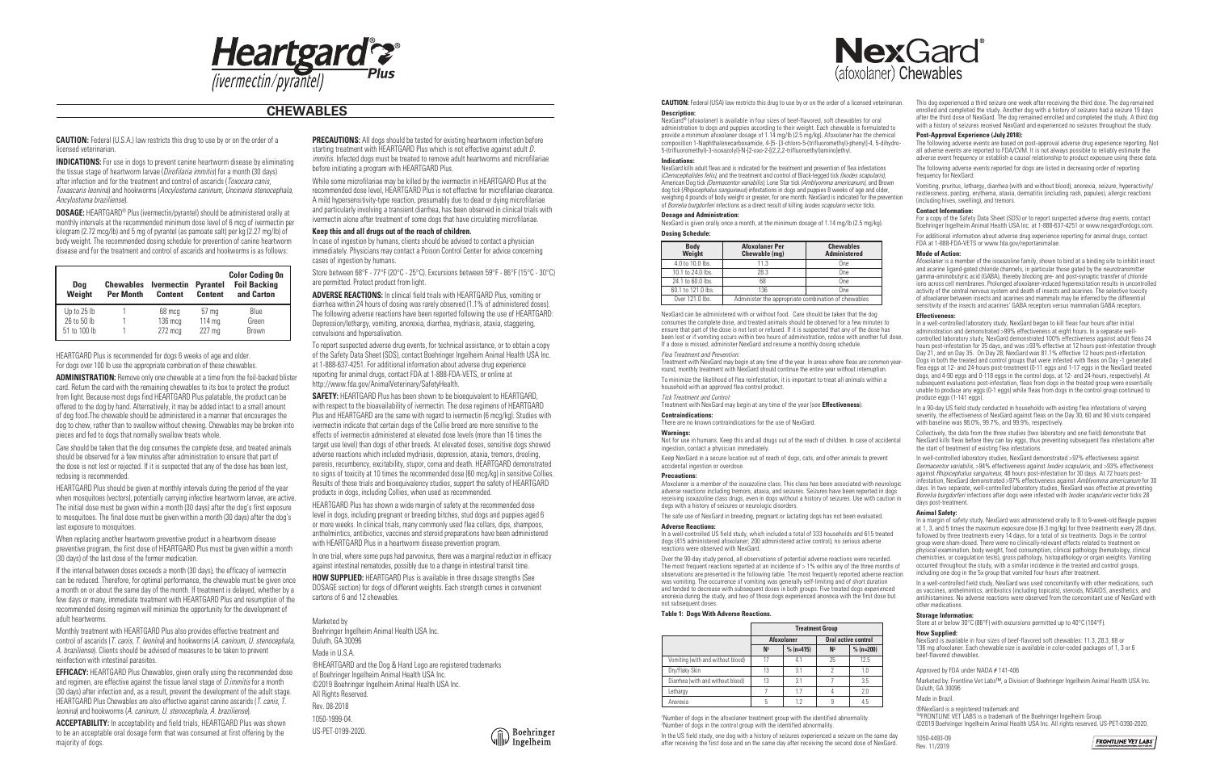# Heartgard® Plus (ivermectin/pyrantel)

## CHEWABLES

**CAUTION:** Federal (U.S.A.) law restricts this drug to use by or on the order of a licensed veterinarian.

**INDICATIONS:** For use in dogs to prevent canine heartworm disease by eliminating the tissue stage of heartworm larvae (*Dirofilaria immitis*) for a month (30 days) after infection and for the treatment and control of ascarids (*Toxocara canis*, *Toxascaris leonina*) and hookworms (*Ancylostoma caninum*, *Uncinaria stenocephala*, *Ancylostoma braziliense*).

**DOSAGE:** HEARTGARD® Plus (ivermectin/pyrantel) should be administered orally at monthly intervals at the recommended minimum dose level of 6 mcg of ivermectin per kilogram (2.72 mcg/lb) and 5 mg of pyrantel (as pamoate salt) per kg (2.27 mg/lb) of body weight. The recommended dosing schedule for prevention of canine heartworm disease and for the treatment and control of ascarids and hookworms is as follows:

| Dog Weight | Chewables Per Month | Ivermectin Content | Pyrantel Content | Color Coding On Foil Backing and Carton |
|---|---|---|---|---|
| Up to 25 lb | 1 | 68 mcg | 57 mg | Blue |
| 26 to 50 lb | 1 | 136 mcg | 114 mg | Green |
| 51 to 100 lb | 1 | 272 mcg | 227 mg | Brown |

HEARTGARD Plus is recommended for dogs 6 weeks of age and older. For dogs over 100 lb use the appropriate combination of these chewables.

**ADMINISTRATION:** Remove only one chewable at a time from the foil-backed blister card. Return the card with the remaining chewables to its box to protect the product from light. Because most dogs find HEARTGARD Plus palatable, the product can be offered to the dog by hand. Alternatively, it may be added intact to a small amount of dog food.The chewable should be administered in a manner that encourages the dog to chew, rather than to swallow without chewing. Chewables may be broken into pieces and fed to dogs that normally swallow treats whole.

Care should be taken that the dog consumes the complete dose, and treated animals should be observed for a few minutes after administration to ensure that part of the dose is not lost or rejected. If it is suspected that any of the dose has been lost, redosing is recommended.

HEARTGARD Plus should be given at monthly intervals during the period of the year when mosquitoes (vectors), potentially carrying infective heartworm larvae, are active. The initial dose must be given within a month (30 days) after the dog's first exposure to mosquitoes. The final dose must be given within a month (30 days) after the dog's last exposure to mosquitoes.

When replacing another heartworm preventive product in a heartworm disease preventive program, the first dose of HEARTGARD Plus must be given within a month (30 days) of the last dose of the former medication.

If the interval between doses exceeds a month (30 days), the efficacy of ivermectin can be reduced. Therefore, for optimal performance, the chewable must be given once a month on or about the same day of the month. If treatment is delayed, whether by a few days or many, immediate treatment with HEARTGARD Plus and resumption of the recommended dosing regimen will minimize the opportunity for the development of adult heartworms.

Monthly treatment with HEARTGARD Plus also provides effective treatment and control of ascarids (*T. canis*, *T. leonina*) and hookworms (*A. caninum*, *U. stenocephala*, *A. braziliense*). Clients should be advised of measures to be taken to prevent reinfection with intestinal parasites.

**EFFICACY:** HEARTGARD Plus Chewables, given orally using the recommended dose and regimen, are effective against the tissue larval stage of *D.immitis* for a month (30 days) after infection and, as a result, prevent the development of the adult stage. HEARTGARD Plus Chewables are also effective against canine ascarids (*T. canis*, *T. leonina*) and hookworms (*A. caninum*, *U. stenocephala*, *A. braziliense*).

**ACCEPTABILITY:** In acceptability and field trials, HEARTGARD Plus was shown to be an acceptable oral dosage form that was consumed at first offering by the majority of dogs.

**PRECAUTIONS:** All dogs should be tested for existing heartworm infection before starting treatment with HEARTGARD Plus which is not effective against adult *D. immitis*. Infected dogs must be treated to remove adult heartworms and microfilariae before initiating a program with HEARTGARD Plus.

While some microfilariae may be killed by the ivermectin in HEARTGARD Plus at the recommended dose level, HEARTGARD Plus is not effective for microfilariae clearance. A mild hypersensitivity-type reaction, presumably due to dead or dying microfilariae and particularly involving a transient diarrhea, has been observed in clinical trials with ivermectin alone after treatment of some dogs that have circulating microfilariae.

**Keep this and all drugs out of the reach of children.**

In case of ingestion by humans, clients should be advised to contact a physician immediately. Physicians may contact a Poison Control Center for advice concerning cases of ingestion by humans.

Store between 68°F - 77°F (20°C - 25°C). Excursions between 59°F - 86°F (15°C - 30°C) are permitted. Protect product from light.

**ADVERSE REACTIONS:** In clinical field trials with HEARTGARD Plus, vomiting or diarrhea within 24 hours of dosing was rarely observed (1.1% of administered doses). The following adverse reactions have been reported following the use of HEARTGARD: Depression/lethargy, vomiting, anorexia, diarrhea, mydriasis, ataxia, staggering, convulsions and hypersalivation.

To report suspected adverse drug events, for technical assistance, or to obtain a copy of the Safety Data Sheet (SDS), contact Boehringer Ingelheim Animal Health USA Inc. at 1-888-637-4251. For additional information about adverse drug experience reporting for animal drugs, contact FDA at 1-888-FDA-VETS, or online at http://www.fda.gov/AnimalVeterinary/SafetyHealth.

**SAFETY:** HEARTGARD Plus has been shown to be bioequivalent to HEARTGARD, with respect to the bioavailability of ivermectin. The dose regimens of HEARTGARD Plus and HEARTGARD are the same with regard to ivermectin (6 mcg/kg). Studies with ivermectin indicate that certain dogs of the Collie breed are more sensitive to the effects of ivermectin administered at elevated dose levels (more than 16 times the target use level) than dogs of other breeds. At elevated doses, sensitive dogs showed adverse reactions which included mydriasis, depression, ataxia, tremors, drooling, paresis, recumbency, excitability, stupor, coma and death. HEARTGARD demonstrated no signs of toxicity at 10 times the recommended dose (60 mcg/kg) in sensitive Collies. Results of these trials and bioequivalency studies, support the safety of HEARTGARD products in dogs, including Collies, when used as recommended.

HEARTGARD Plus has shown a wide margin of safety at the recommended dose level in dogs, including pregnant or breeding bitches, stud dogs and puppies aged 6 or more weeks. In clinical trials, many commonly used flea collars, dips, shampoos, anthelmintics, antibiotics, vaccines and steroid preparations have been administered with HEARTGARD Plus in a heartworm disease prevention program.

In one trial, where some pups had parvovirus, there was a marginal reduction in efficacy against intestinal nematodes, possibly due to a change in intestinal transit time.

**HOW SUPPLIED:** HEARTGARD Plus is available in three dosage strengths (See DOSAGE section) for dogs of different weights. Each strength comes in convenient cartons of 6 and 12 chewables.

Marketed by
Boehringer Ingelheim Animal Health USA Inc.
Duluth, GA 30096

Made in U.S.A.

®HEARTGARD and the Dog & Hand Logo are registered trademarks of Boehringer Ingelheim Animal Health USA Inc.
©2019 Boehringer Ingelheim Animal Health USA Inc.
All Rights Reserved.

Rev. 08-2018

1050-1999-04.

US-PET-0199-2020.

Boehringer Ingelheim

# NexGard® (afoxolaner) Chewables

**CAUTION:** Federal (USA) law restricts this drug to use by or on the order of a licensed veterinarian.

**Description:**

NexGard® (afoxolaner) is available in four sizes of beef-flavored, soft chewables for oral administration to dogs and puppies according to their weight. Each chewable is formulated to provide a minimum afoxolaner dosage of 1.14 mg/lb (2.5 mg/kg). Afoxolaner has the chemical composition 1-Naphthalenecarboxamide, 4-[5- [3-chloro-5-(trifluoromethyl)-phenyl]-4, 5-dihydro-5-(trifluoromethyl)-3-isoxazolyl]-N-[2-oxo-2-[(2,2,2-trifluoroethyl)amino]ethyl.

**Indications:**

NexGard kills adult fleas and is indicated for the treatment and prevention of flea infestations (*Ctenocephalides felis*), and the treatment and control of Black-legged tick (*Ixodes scapularis*), American Dog tick (*Dermacentor variabilis*), Lone Star tick (*Amblyomma americanum*), and Brown dog tick (*Rhipicephalus sanguineus*) infestations in dogs and puppies 8 weeks of age and older, weighing 4 pounds of body weight or greater, for one month. NexGard is indicated for the prevention of *Borrelia burgdorferi* infections as a direct result of killing *Ixodes scapularis* vector ticks.

**Dosage and Administration:**

NexGard is given orally once a month, at the minimum dosage of 1.14 mg/lb (2.5 mg/kg).

**Dosing Schedule:**

| Body Weight | Afoxolaner Per Chewable (mg) | Chewables Administered |
|---|---|---|
| 4.0 to 10.0 lbs. | 11.3 | One |
| 10.1 to 24.0 lbs. | 28.3 | One |
| 24.1 to 60.0 lbs. | 68 | One |
| 60.1 to 121.0 lbs. | 136 | One |
| Over 121.0 lbs. | Administer the appropriate combination of chewables | |

NexGard can be administered with or without food. Care should be taken that the dog consumes the complete dose, and treated animals should be observed for a few minutes to ensure that part of the dose is not lost or refused. If it is suspected that any of the dose has been lost or if vomiting occurs within two hours of administration, redose with another full dose. If a dose is missed, administer NexGard and resume a monthly dosing schedule.

*Flea Treatment and Prevention:*

Treatment with NexGard may begin at any time of the year. In areas where fleas are common year-round, monthly treatment with NexGard should continue the entire year without interruption.

To minimize the likelihood of flea reinfestation, it is important to treat all animals within a household with an approved flea control product.

*Tick Treatment and Control:*

Treatment with NexGard may begin at any time of the year (see **Effectiveness**).

**Contraindications:**

There are no known contraindications for the use of NexGard.

**Warnings:**

Not for use in humans. Keep this and all drugs out of the reach of children. In case of accidental ingestion, contact a physician immediately.

Keep NexGard in a secure location out of reach of dogs, cats, and other animals to prevent accidental ingestion or overdose.

**Precautions:**

Afoxolaner is a member of the isoxazoline class. This class has been associated with neurologic adverse reactions including tremors, ataxia, and seizures. Seizures have been reported in dogs receiving isoxazoline class drugs, even in dogs without a history of seizures. Use with caution in dogs with a history of seizures or neurologic disorders.

The safe use of NexGard in breeding, pregnant or lactating dogs has not been evaluated.

**Adverse Reactions:**

In a well-controlled US field study, which included a total of 333 households and 615 treated dogs (415 administered afoxolaner; 200 administered active control), no serious adverse reactions were observed with NexGard.

Over the 90-day study period, all observations of potential adverse reactions were recorded. The most frequent reactions reported at an incidence of > 1% within any of the three months of observations are presented in the following table. The most frequently reported adverse reaction was vomiting. The occurrence of vomiting was generally self-limiting and of short duration and tended to decrease with subsequent doses in both groups. Five treated dogs experienced anorexia during the study, and two of those dogs experienced anorexia with the first dose but not subsequent doses.

**Table 1: Dogs With Adverse Reactions.**

| | Treatment Group | | | |
|---|---|---|---|---|
| | Afoxolaner | | Oral active control | |
| | N[1] | % (n=415) | N[2] | % (n=200) |
| Vomiting (with and without blood) | 17 | 4.1 | 25 | 12.5 |
| Dry/Flaky Skin | 13 | 3.1 | 2 | 1.0 |
| Diarrhea (with and without blood) | 13 | 3.1 | 7 | 3.5 |
| Lethargy | 7 | 1.7 | 4 | 2.0 |
| Anorexia | 5 | 1.2 | 9 | 4.5 |

[1]Number of dogs in the afoxolaner treatment group with the identified abnormality.
[2]Number of dogs in the control group with the identified abnormality.

In the US field study, one dog with a history of seizures experienced a seizure on the same day after receiving the first dose and on the same day after receiving the second dose of NexGard. This dog experienced a third seizure one week after receiving the third dose. The dog remained enrolled and completed the study. Another dog with a history of seizures had a seizure 19 days after the third dose of NexGard. The dog remained enrolled and completed the study. A third dog with a history of seizures received NexGard and experienced no seizures throughout the study.

**Post-Approval Experience (July 2018):**

The following adverse events are based on post-approval adverse drug experience reporting. Not all adverse events are reported to FDA/CVM. It is not always possible to reliably estimate the adverse event frequency or establish a causal relationship to product exposure using these data.

The following adverse events reported for dogs are listed in decreasing order of reporting frequency for NexGard:

Vomiting, pruritus, lethargy, diarrhea (with and without blood), anorexia, seizure, hyperactivity/restlessness, panting, erythema, ataxia, dermatitis (including rash, papules), allergic reactions (including hives, swelling), and tremors.

**Contact Information:**

For a copy of the Safety Data Sheet (SDS) or to report suspected adverse drug events, contact Boehringer Ingelheim Animal Health USA Inc. at 1-888-637-4251 or www.nexgardfordogs.com.

For additional information about adverse drug experience reporting for animal drugs, contact FDA at 1-888-FDA-VETS or www.fda.gov/reportanimalae.

**Mode of Action:**

Afoxolaner is a member of the isoxazoline family, shown to bind at a binding site to inhibit insect and acarine ligand-gated chloride channels, in particular those gated by the neurotransmitter gamma-aminobutyric acid (GABA), thereby blocking pre- and post-synaptic transfer of chloride ions across cell membranes. Prolonged afoxolaner-induced hyperexcitation results in uncontrolled activity of the central nervous system and death of insects and acarines. The selective toxicity of afoxolaner between insects and acarines and mammals may be inferred by the differential sensitivity of the insects and acarines' GABA receptors versus mammalian GABA receptors.

**Effectiveness:**

In a well-controlled laboratory study, NexGard began to kill fleas four hours after initial administration and demonstrated >99% effectiveness at eight hours. In a separate well-controlled laboratory study, NexGard demonstrated 100% effectiveness against adult fleas 24 hours post-infestation for 35 days, and was ≥93% effective at 12 hours post-infestation through Day 21, and on Day 35. On Day 28, NexGard was 81.1% effective 12 hours post-infestation. Dogs in both the treated and control groups that were infested with fleas on Day -1 generated flea eggs at 12- and 24-hours post-treatment (0-11 eggs and 1-17 eggs in the NexGard treated dogs, and 4-90 eggs and 0-118 eggs in the control dogs, at 12- and 24-hours, respectively). At subsequent evaluations post-infestation, fleas from dogs in the treated group were essentially unable to produce any eggs (0-1 eggs) while fleas from dogs in the control group continued to produce eggs (1-141 eggs).

In a 90-day US field study conducted in households with existing flea infestations of varying severity, the effectiveness of NexGard against fleas on the Day 30, 60 and 90 visits compared with baseline was 98.0%, 99.7%, and 99.9%, respectively.

Collectively, the data from the three studies (two laboratory and one field) demonstrate that NexGard kills fleas before they can lay eggs, thus preventing subsequent flea infestations after the start of treatment of existing flea infestations.

In well-controlled laboratory studies, NexGard demonstrated >97% effectiveness against *Dermacentor variabilis*, >94% effectiveness against *Ixodes scapularis*, and >93% effectiveness against *Rhipicephalus sanguineus*, 48 hours post-infestation for 30 days. At 72 hours post-infestation, NexGard demonstrated >97% effectiveness against *Amblyomma americanum* for 30 days. In two separate, well-controlled laboratory studies, NexGard was effective at preventing *Borrelia burgdorferi* infections after dogs were infested with *Ixodes scapularis* vector ticks 28 days post-treatment.

**Animal Safety:**

In a margin of safety study, NexGard was administered orally to 8 to 9-week-old Beagle puppies at 1, 3, and 5 times the maximum exposure dose (6.3 mg/kg) for three treatments every 28 days, followed by three treatments every 14 days, for a total of six treatments. Dogs in the control group were sham-dosed. There were no clinically-relevant effects related to treatment on physical examination, body weight, food consumption, clinical pathology (hematology, clinical chemistries, or coagulation tests), gross pathology, histopathology or organ weights. Vomiting occurred throughout the study, with a similar incidence in the treated and control groups, including one dog in the 5x group that vomited four hours after treatment.

In a well-controlled field study, NexGard was used concomitantly with other medications, such as vaccines, anthelmintics, antibiotics (including topicals), steroids, NSAIDS, anesthetics, and antihistamines. No adverse reactions were observed from the concomitant use of NexGard with other medications.

**Storage Information:**

Store at or below 30°C (86°F) with excursions permitted up to 40°C (104°F).

**How Supplied:**

NexGard is available in four sizes of beef-flavored soft chewables: 11.3, 28.3, 68 or 136 mg afoxolaner. Each chewable size is available in color-coded packages of 1, 3 or 6 beef-flavored chewables.

Approved by FDA under NADA # 141-406

Marketed by: Frontline Vet Labs™, a Division of Boehringer Ingelheim Animal Health USA Inc. Duluth, GA 30096

Made in Brazil.

®NexGard is a registered trademark and
™FRONTLINE VET LABS is a trademark of the Boehringer Ingelheim Group.
©2019 Boehringer Ingelheim Animal Health USA Inc. All rights reserved. US-PET-0390-2020.

1050-4493-09
Rev. 11/2019

FRONTLINE VET LABS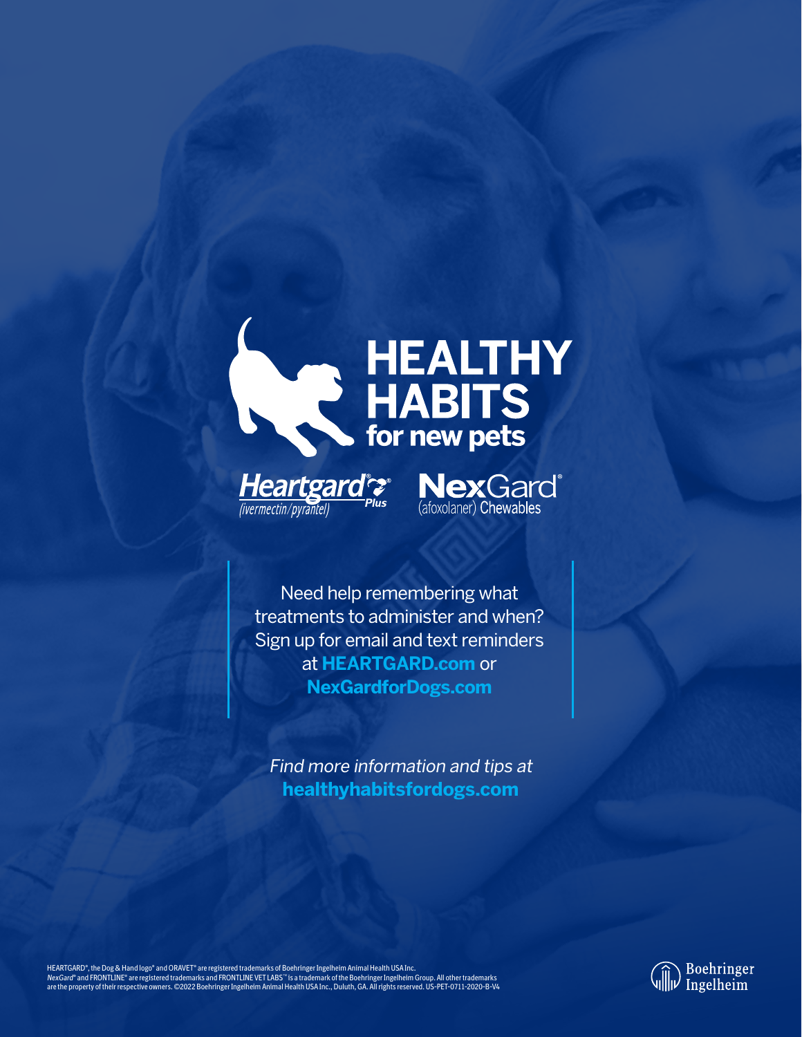# HEALTHY HABITS for new pets

Heartgard® Plus (ivermectin/pyrantel)

NexGard® (afoxolaner) Chewables

Need help remembering what treatments to administer and when? Sign up for email and text reminders at **HEARTGARD.com** or **NexGardforDogs.com**

*Find more information and tips at* **healthyhabitsfordogs.com**

HEARTGARD®, the Dog & Hand logo® and ORAVET® are registered trademarks of Boehringer Ingelheim Animal Health USA Inc. *NexGard®* and FRONTLINE® are registered trademarks and FRONTLINE VET LABS™ is a trademark of the Boehringer Ingelheim Group. All other trademarks are the property of their respective owners. ©2022 Boehringer Ingelheim Animal Health USA Inc., Duluth, GA. All rights reserved. US-PET-0711-2020-B-V4

Boehringer Ingelheim